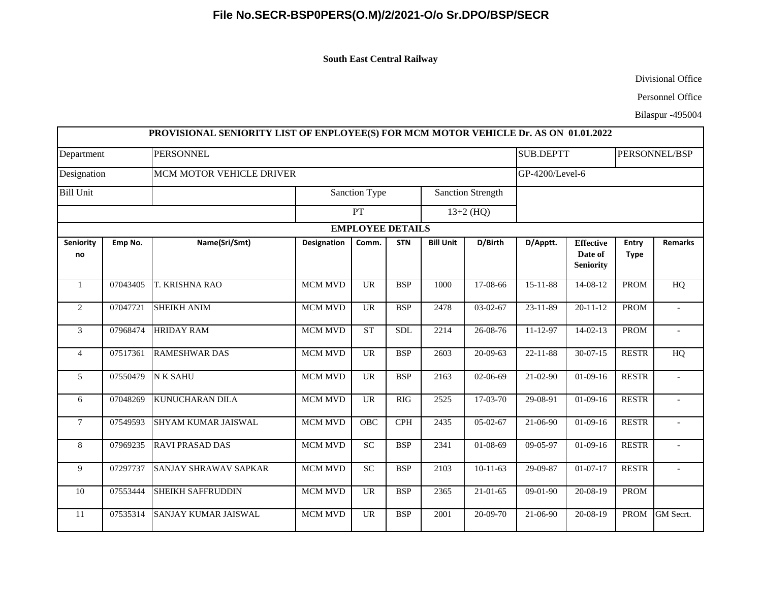# File No.SECR-BSP0PERS(O.M)/2/2021-O/o Sr.DPO/BSP/SECR

**South East Central Railway**

Divisional Office

Personnel Office

Bilaspur -495004

| **PROVISIONAL SENIORITY LIST OF ENPLOYEE(S) FOR MCM MOTOR VEHICLE Dr. AS ON 01.01.2022** | | | | | | | | | | | |
|---|---|---|---|---|---|---|---|---|---|---|---|
| Department | | PERSONNEL | | | | | | SUB.DEPTT | | PERSONNEL/BSP | |
| Designation | | MCM MOTOR VEHICLE DRIVER | | | | | | GP-4200/Level-6 | | | |
| Bill Unit | | | Sanction Type | | | Sanction Strength | | | | | |
| | | | PT | | | 13+2 (HQ) | | | | | |
| **EMPLOYEE DETAILS** | | | | | | | | | | | |
| **Seniority no** | **Emp No.** | **Name(Sri/Smt)** | **Designation** | **Comm.** | **STN** | **Bill Unit** | **D/Birth** | **D/Apptt.** | **Effective Date of Seniority** | **Entry Type** | **Remarks** |
| 1 | 07043405 | T. KRISHNA RAO | MCM MVD | UR | BSP | 1000 | 17-08-66 | 15-11-88 | 14-08-12 | PROM | HQ |
| 2 | 07047721 | SHEIKH ANIM | MCM MVD | UR | BSP | 2478 | 03-02-67 | 23-11-89 | 20-11-12 | PROM | - |
| 3 | 07968474 | HRIDAY RAM | MCM MVD | ST | SDL | 2214 | 26-08-76 | 11-12-97 | 14-02-13 | PROM | - |
| 4 | 07517361 | RAMESHWAR DAS | MCM MVD | UR | BSP | 2603 | 20-09-63 | 22-11-88 | 30-07-15 | RESTR | HQ |
| 5 | 07550479 | N K SAHU | MCM MVD | UR | BSP | 2163 | 02-06-69 | 21-02-90 | 01-09-16 | RESTR | - |
| 6 | 07048269 | KUNUCHARAN DILA | MCM MVD | UR | RIG | 2525 | 17-03-70 | 29-08-91 | 01-09-16 | RESTR | - |
| 7 | 07549593 | SHYAM KUMAR JAISWAL | MCM MVD | OBC | CPH | 2435 | 05-02-67 | 21-06-90 | 01-09-16 | RESTR | - |
| 8 | 07969235 | RAVI PRASAD DAS | MCM MVD | SC | BSP | 2341 | 01-08-69 | 09-05-97 | 01-09-16 | RESTR | - |
| 9 | 07297737 | SANJAY SHRAWAV SAPKAR | MCM MVD | SC | BSP | 2103 | 10-11-63 | 29-09-87 | 01-07-17 | RESTR | - |
| 10 | 07553444 | SHEIKH SAFFRUDDIN | MCM MVD | UR | BSP | 2365 | 21-01-65 | 09-01-90 | 20-08-19 | PROM | |
| 11 | 07535314 | SANJAY KUMAR JAISWAL | MCM MVD | UR | BSP | 2001 | 20-09-70 | 21-06-90 | 20-08-19 | PROM | GM Secrt. |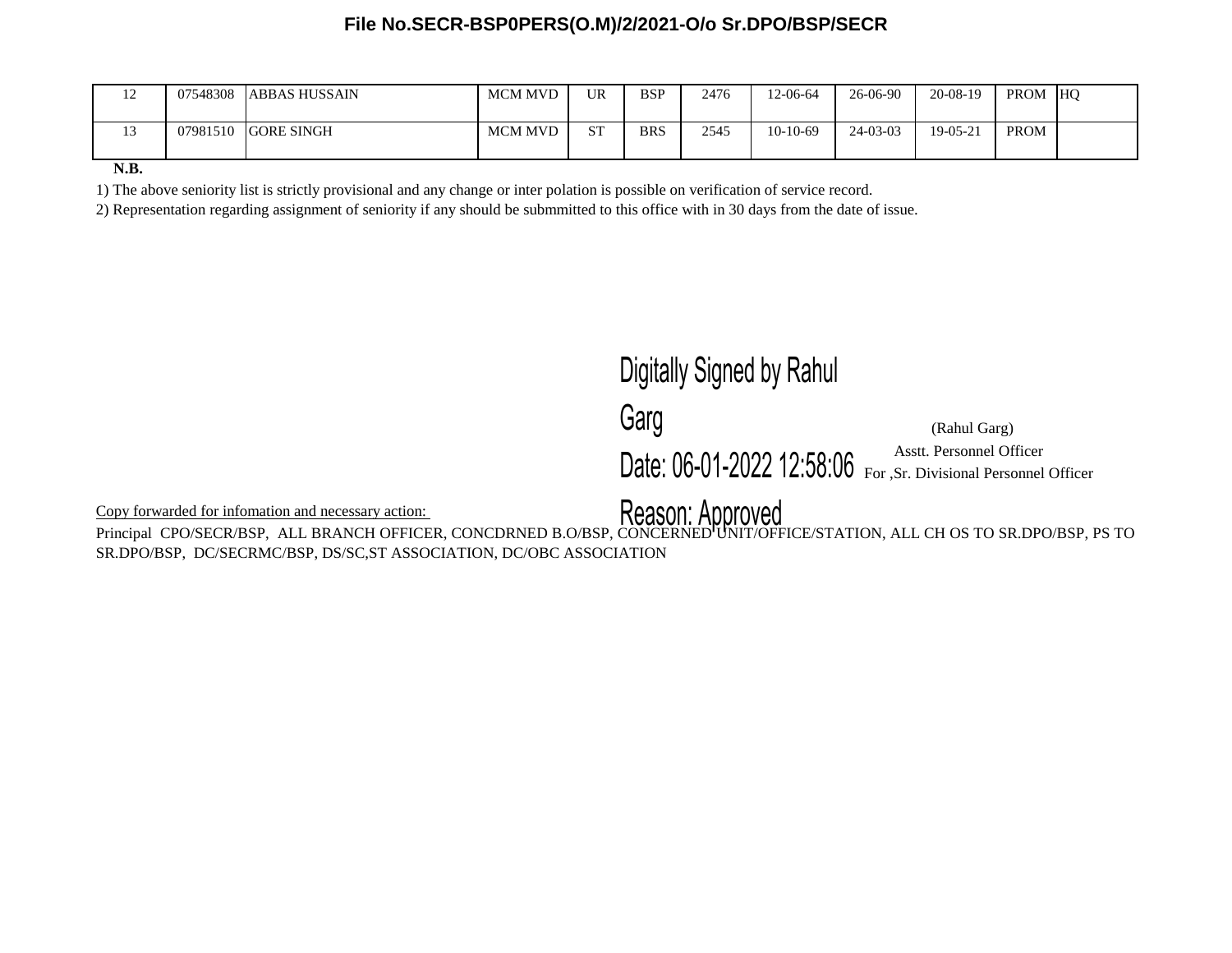File No.SECR-BSP0PERS(O.M)/2/2021-O/o Sr.DPO/BSP/SECR

| | | | | | | | | | | | |
|---|---|---|---|---|---|---|---|---|---|---|---|
| 12 | 07548308 | ABBAS HUSSAIN | MCM MVD | UR | BSP | 2476 | 12-06-64 | 26-06-90 | 20-08-19 | PROM | HQ |
| 13 | 07981510 | GORE SINGH | MCM MVD | ST | BRS | 2545 | 10-10-69 | 24-03-03 | 19-05-21 | PROM | |

**N.B.**

1) The above seniority list is strictly provisional and any change or inter polation is possible on verification of service record.

2) Representation regarding assignment of seniority if any should be submmitted to this office with in 30 days from the date of issue.

Digitally Signed by Rahul Garg
Date: 06-01-2022 12:58:06
Reason: Approved

(Rahul Garg)
Asstt. Personnel Officer
For ,Sr. Divisional Personnel Officer

Copy forwarded for infomation and necessary action:

Principal CPO/SECR/BSP, ALL BRANCH OFFICER, CONCDRNED B.O/BSP, CONCERNED UNIT/OFFICE/STATION, ALL CH OS TO SR.DPO/BSP, PS TO SR.DPO/BSP, DC/SECRMC/BSP, DS/SC,ST ASSOCIATION, DC/OBC ASSOCIATION